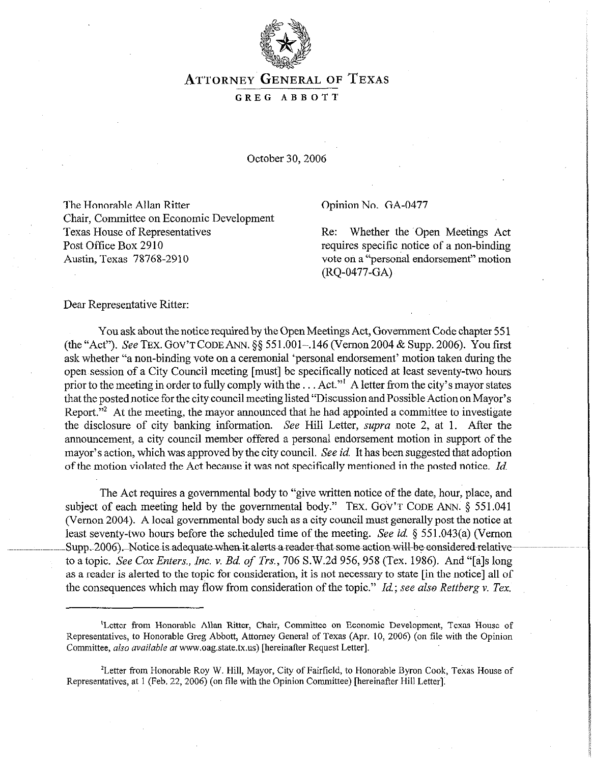# ATTORNEY GENERAL OF TEXAS

**GREG ABBOTT**

October 30, 2006

The Honorable Allan Ritter
Chair, Committee on Economic Development
Texas House of Representatives
Post Office Box 2910
Austin, Texas 78768-2910

Opinion No. GA-0477

Re: Whether the Open Meetings Act requires specific notice of a non-binding vote on a "personal endorsement" motion (RQ-0477-GA)

Dear Representative Ritter:

You ask about the notice required by the Open Meetings Act, Government Code chapter 551 (the "Act"). *See* TEX. GOV'T CODE ANN. §§ 551.001–.146 (Vernon 2004 & Supp. 2006). You first ask whether "a non-binding vote on a ceremonial 'personal endorsement' motion taken during the open session of a City Council meeting [must] be specifically noticed at least seventy-two hours prior to the meeting in order to fully comply with the . . . Act."[1] A letter from the city's mayor states that the posted notice for the city council meeting listed "Discussion and Possible Action on Mayor's Report."[2] At the meeting, the mayor announced that he had appointed a committee to investigate the disclosure of city banking information. *See* Hill Letter, *supra* note 2, at 1. After the announcement, a city council member offered a personal endorsement motion in support of the mayor's action, which was approved by the city council. *See id.* It has been suggested that adoption of the motion violated the Act because it was not specifically mentioned in the posted notice. *Id.*

The Act requires a governmental body to "give written notice of the date, hour, place, and subject of each meeting held by the governmental body." TEX. GOV'T CODE ANN. § 551.041 (Vernon 2004). A local governmental body such as a city council must generally post the notice at least seventy-two hours before the scheduled time of the meeting. *See id.* § 551.043(a) (Vernon Supp. 2006). Notice is adequate when it alerts a reader that some action will be considered relative to a topic. *See Cox Enters., Inc. v. Bd. of Trs.*, 706 S.W.2d 956, 958 (Tex. 1986). And "[a]s long as a reader is alerted to the topic for consideration, it is not necessary to state [in the notice] all of the consequences which may flow from consideration of the topic." *Id.*; *see also Rettberg v. Tex.*

---

[1]Letter from Honorable Allan Ritter, Chair, Committee on Economic Development, Texas House of Representatives, to Honorable Greg Abbott, Attorney General of Texas (Apr. 10, 2006) (on file with the Opinion Committee, *also available at* www.oag.state.tx.us) [hereinafter Request Letter].

[2]Letter from Honorable Roy W. Hill, Mayor, City of Fairfield, to Honorable Byron Cook, Texas House of Representatives, at 1 (Feb. 22, 2006) (on file with the Opinion Committee) [hereinafter Hill Letter].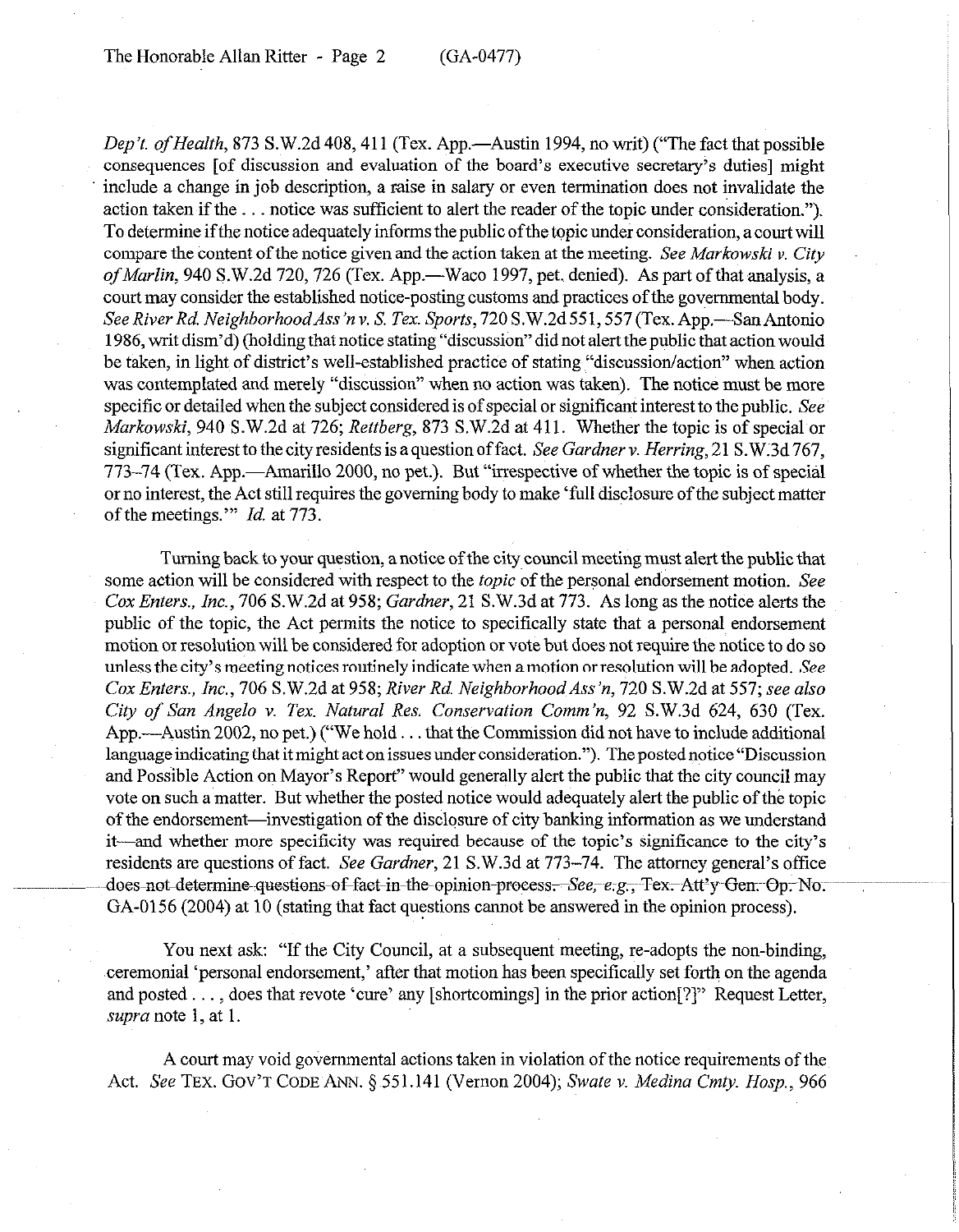*Dep't. of Health*, 873 S.W.2d 408, 411 (Tex. App.—Austin 1994, no writ) ("The fact that possible consequences [of discussion and evaluation of the board's executive secretary's duties] might include a change in job description, a raise in salary or even termination does not invalidate the action taken if the . . . notice was sufficient to alert the reader of the topic under consideration."). To determine if the notice adequately informs the public of the topic under consideration, a court will compare the content of the notice given and the action taken at the meeting. *See Markowski v. City of Marlin*, 940 S.W.2d 720, 726 (Tex. App.—Waco 1997, pet. denied). As part of that analysis, a court may consider the established notice-posting customs and practices of the governmental body. *See River Rd. Neighborhood Ass'n v. S. Tex. Sports*, 720 S.W.2d 551, 557 (Tex. App.—San Antonio 1986, writ dism'd) (holding that notice stating "discussion" did not alert the public that action would be taken, in light of district's well-established practice of stating "discussion/action" when action was contemplated and merely "discussion" when no action was taken). The notice must be more specific or detailed when the subject considered is of special or significant interest to the public. *See Markowski*, 940 S.W.2d at 726; *Rettberg*, 873 S.W.2d at 411. Whether the topic is of special or significant interest to the city residents is a question of fact. *See Gardner v. Herring*, 21 S.W.3d 767, 773–74 (Tex. App.—Amarillo 2000, no pet.). But "irrespective of whether the topic is of special or no interest, the Act still requires the governing body to make 'full disclosure of the subject matter of the meetings.'" *Id.* at 773.

Turning back to your question, a notice of the city council meeting must alert the public that some action will be considered with respect to the *topic* of the personal endorsement motion. *See Cox Enters., Inc.*, 706 S.W.2d at 958; *Gardner*, 21 S.W.3d at 773. As long as the notice alerts the public of the topic, the Act permits the notice to specifically state that a personal endorsement motion or resolution will be considered for adoption or vote but does not require the notice to do so unless the city's meeting notices routinely indicate when a motion or resolution will be adopted. *See Cox Enters., Inc.*, 706 S.W.2d at 958; *River Rd. Neighborhood Ass'n*, 720 S.W.2d at 557; *see also City of San Angelo v. Tex. Natural Res. Conservation Comm'n*, 92 S.W.3d 624, 630 (Tex. App.—Austin 2002, no pet.) ("We hold . . . that the Commission did not have to include additional language indicating that it might act on issues under consideration."). The posted notice "Discussion and Possible Action on Mayor's Report" would generally alert the public that the city council may vote on such a matter. But whether the posted notice would adequately alert the public of the topic of the endorsement—investigation of the disclosure of city banking information as we understand it—and whether more specificity was required because of the topic's significance to the city's residents are questions of fact. *See Gardner*, 21 S.W.3d at 773–74. The attorney general's office does not determine questions of fact in the opinion process. *See, e.g.*, Tex. Att'y Gen. Op. No. GA-0156 (2004) at 10 (stating that fact questions cannot be answered in the opinion process).

You next ask: "If the City Council, at a subsequent meeting, re-adopts the non-binding, ceremonial 'personal endorsement,' after that motion has been specifically set forth on the agenda and posted . . . , does that revote 'cure' any [shortcomings] in the prior action[?]" Request Letter, *supra* note 1, at 1.

A court may void governmental actions taken in violation of the notice requirements of the Act. *See* TEX. GOV'T CODE ANN. § 551.141 (Vernon 2004); *Swate v. Medina Cmty. Hosp.*, 966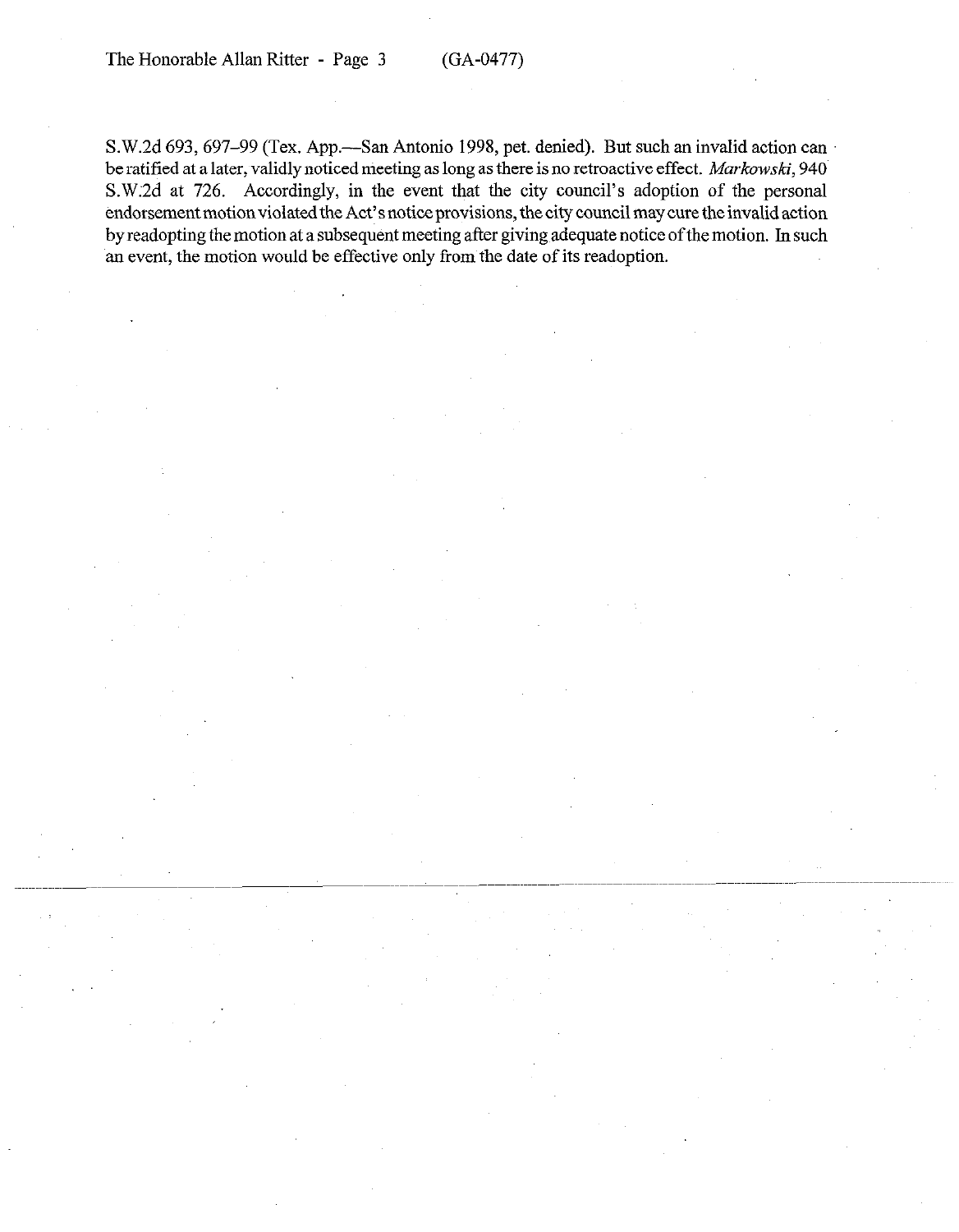S.W.2d 693, 697–99 (Tex. App.—San Antonio 1998, pet. denied). But such an invalid action can be ratified at a later, validly noticed meeting as long as there is no retroactive effect. *Markowski*, 940 S.W.2d at 726. Accordingly, in the event that the city council's adoption of the personal endorsement motion violated the Act's notice provisions, the city council may cure the invalid action by readopting the motion at a subsequent meeting after giving adequate notice of the motion. In such an event, the motion would be effective only from the date of its readoption.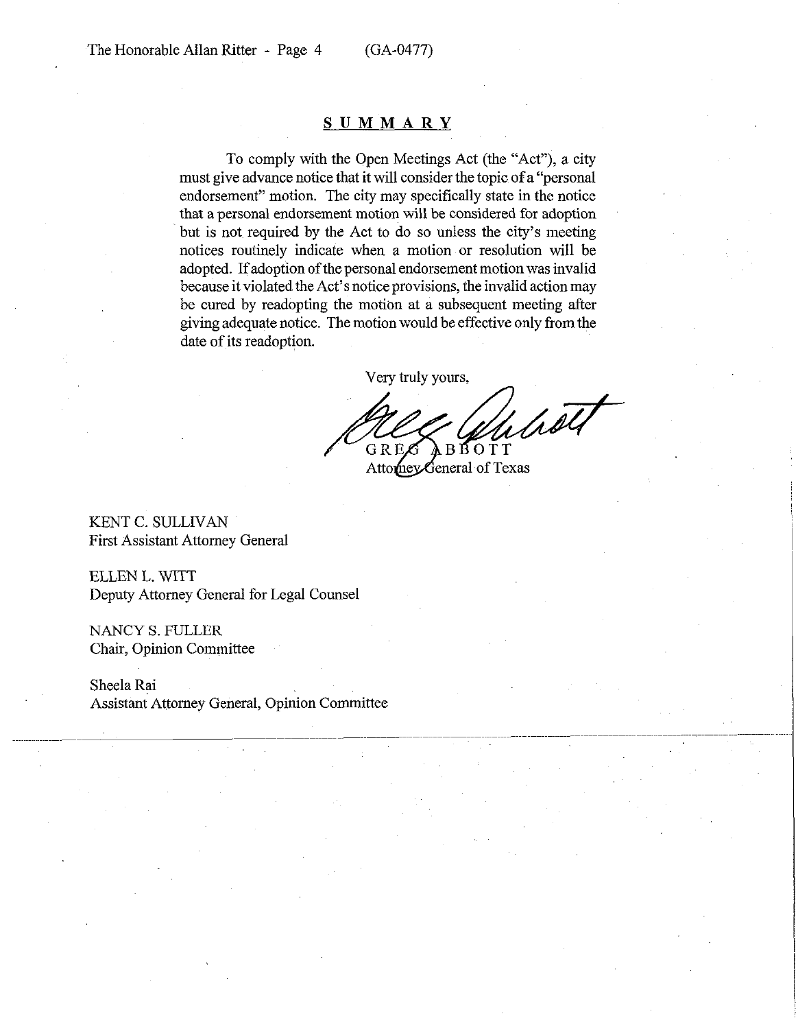## SUMMARY

To comply with the Open Meetings Act (the "Act"), a city must give advance notice that it will consider the topic of a "personal endorsement" motion. The city may specifically state in the notice that a personal endorsement motion will be considered for adoption but is not required by the Act to do so unless the city's meeting notices routinely indicate when a motion or resolution will be adopted. If adoption of the personal endorsement motion was invalid because it violated the Act's notice provisions, the invalid action may be cured by readopting the motion at a subsequent meeting after giving adequate notice. The motion would be effective only from the date of its readoption.

Very truly yours,

GREG ABBOTT
Attorney General of Texas

KENT C. SULLIVAN
First Assistant Attorney General

ELLEN L. WITT
Deputy Attorney General for Legal Counsel

NANCY S. FULLER
Chair, Opinion Committee

Sheela Rai
Assistant Attorney General, Opinion Committee